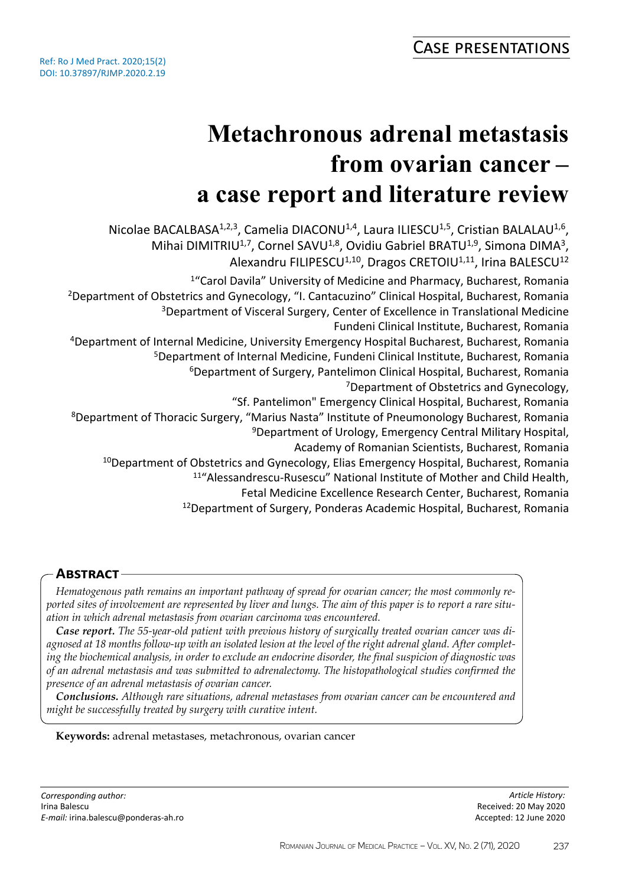Ref: Ro J Med Pract. 2020;15(2)
DOI: 10.37897/RJMP.2020.2.19

CASE PRESENTATIONS

# Metachronous adrenal metastasis from ovarian cancer – a case report and literature review

Nicolae BACALBASA[1,2,3], Camelia DIACONU[1,4], Laura ILIESCU[1,5], Cristian BALALAU[1,6], Mihai DIMITRIU[1,7], Cornel SAVU[1,8], Ovidiu Gabriel BRATU[1,9], Simona DIMA[3], Alexandru FILIPESCU[1,10], Dragos CRETOIU[1,11], Irina BALESCU[12]

[1]"Carol Davila" University of Medicine and Pharmacy, Bucharest, Romania
[2]Department of Obstetrics and Gynecology, "I. Cantacuzino" Clinical Hospital, Bucharest, Romania
[3]Department of Visceral Surgery, Center of Excellence in Translational Medicine Fundeni Clinical Institute, Bucharest, Romania
[4]Department of Internal Medicine, University Emergency Hospital Bucharest, Bucharest, Romania
[5]Department of Internal Medicine, Fundeni Clinical Institute, Bucharest, Romania
[6]Department of Surgery, Pantelimon Clinical Hospital, Bucharest, Romania
[7]Department of Obstetrics and Gynecology, "Sf. Pantelimon" Emergency Clinical Hospital, Bucharest, Romania
[8]Department of Thoracic Surgery, "Marius Nasta" Institute of Pneumonology Bucharest, Romania
[9]Department of Urology, Emergency Central Military Hospital, Academy of Romanian Scientists, Bucharest, Romania
[10]Department of Obstetrics and Gynecology, Elias Emergency Hospital, Bucharest, Romania
[11]"Alessandrescu-Rusescu" National Institute of Mother and Child Health, Fetal Medicine Excellence Research Center, Bucharest, Romania
[12]Department of Surgery, Ponderas Academic Hospital, Bucharest, Romania

## Abstract

*Hematogenous path remains an important pathway of spread for ovarian cancer; the most commonly reported sites of involvement are represented by liver and lungs. The aim of this paper is to report a rare situation in which adrenal metastasis from ovarian carcinoma was encountered.*

***Case report.*** *The 55-year-old patient with previous history of surgically treated ovarian cancer was diagnosed at 18 months follow-up with an isolated lesion at the level of the right adrenal gland. After completing the biochemical analysis, in order to exclude an endocrine disorder, the final suspicion of diagnostic was of an adrenal metastasis and was submitted to adrenalectomy. The histopathological studies confirmed the presence of an adrenal metastasis of ovarian cancer.*

***Conclusions.*** *Although rare situations, adrenal metastases from ovarian cancer can be encountered and might be successfully treated by surgery with curative intent.*

**Keywords:** adrenal metastases, metachronous, ovarian cancer

*Corresponding author:*
Irina Balescu
*E-mail:* irina.balescu@ponderas-ah.ro

*Article History:*
Received: 20 May 2020
Accepted: 12 June 2020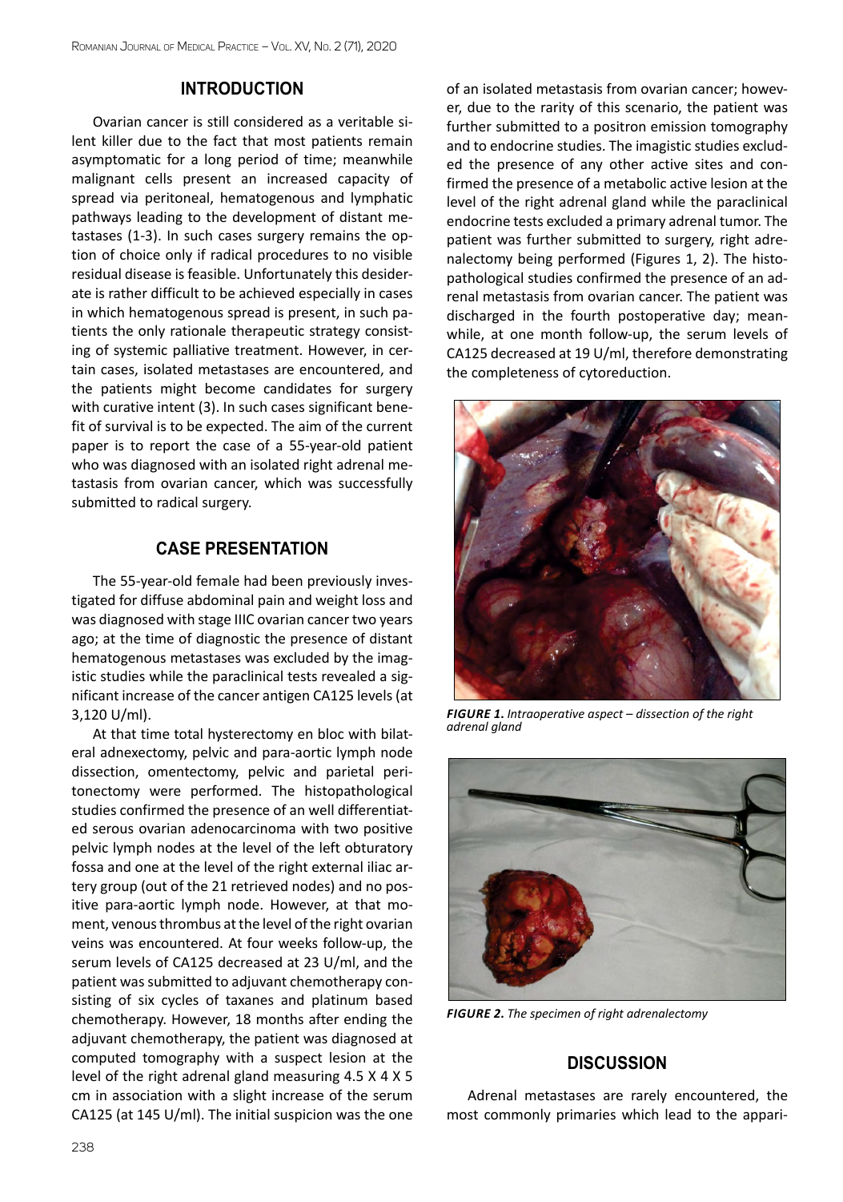## INTRODUCTION

Ovarian cancer is still considered as a veritable silent killer due to the fact that most patients remain asymptomatic for a long period of time; meanwhile malignant cells present an increased capacity of spread via peritoneal, hematogenous and lymphatic pathways leading to the development of distant metastases (1-3). In such cases surgery remains the option of choice only if radical procedures to no visible residual disease is feasible. Unfortunately this desiderate is rather difficult to be achieved especially in cases in which hematogenous spread is present, in such patients the only rationale therapeutic strategy consisting of systemic palliative treatment. However, in certain cases, isolated metastases are encountered, and the patients might become candidates for surgery with curative intent (3). In such cases significant benefit of survival is to be expected. The aim of the current paper is to report the case of a 55-year-old patient who was diagnosed with an isolated right adrenal metastasis from ovarian cancer, which was successfully submitted to radical surgery.

## CASE PRESENTATION

The 55-year-old female had been previously investigated for diffuse abdominal pain and weight loss and was diagnosed with stage IIIC ovarian cancer two years ago; at the time of diagnostic the presence of distant hematogenous metastases was excluded by the imagistic studies while the paraclinical tests revealed a significant increase of the cancer antigen CA125 levels (at 3,120 U/ml).

At that time total hysterectomy en bloc with bilateral adnexectomy, pelvic and para-aortic lymph node dissection, omentectomy, pelvic and parietal peritonectomy were performed. The histopathological studies confirmed the presence of an well differentiated serous ovarian adenocarcinoma with two positive pelvic lymph nodes at the level of the left obturatory fossa and one at the level of the right external iliac artery group (out of the 21 retrieved nodes) and no positive para-aortic lymph node. However, at that moment, venous thrombus at the level of the right ovarian veins was encountered. At four weeks follow-up, the serum levels of CA125 decreased at 23 U/ml, and the patient was submitted to adjuvant chemotherapy consisting of six cycles of taxanes and platinum based chemotherapy. However, 18 months after ending the adjuvant chemotherapy, the patient was diagnosed at computed tomography with a suspect lesion at the level of the right adrenal gland measuring 4.5 X 4 X 5 cm in association with a slight increase of the serum CA125 (at 145 U/ml). The initial suspicion was the one of an isolated metastasis from ovarian cancer; however, due to the rarity of this scenario, the patient was further submitted to a positron emission tomography and to endocrine studies. The imagistic studies excluded the presence of any other active sites and confirmed the presence of a metabolic active lesion at the level of the right adrenal gland while the paraclinical endocrine tests excluded a primary adrenal tumor. The patient was further submitted to surgery, right adrenalectomy being performed (Figures 1, 2). The histopathological studies confirmed the presence of an adrenal metastasis from ovarian cancer. The patient was discharged in the fourth postoperative day; meanwhile, at one month follow-up, the serum levels of CA125 decreased at 19 U/ml, therefore demonstrating the completeness of cytoreduction.

***FIGURE 1.*** *Intraoperative aspect – dissection of the right adrenal gland*

***FIGURE 2.*** *The specimen of right adrenalectomy*

## DISCUSSION

Adrenal metastases are rarely encountered, the most commonly primaries which lead to the appari-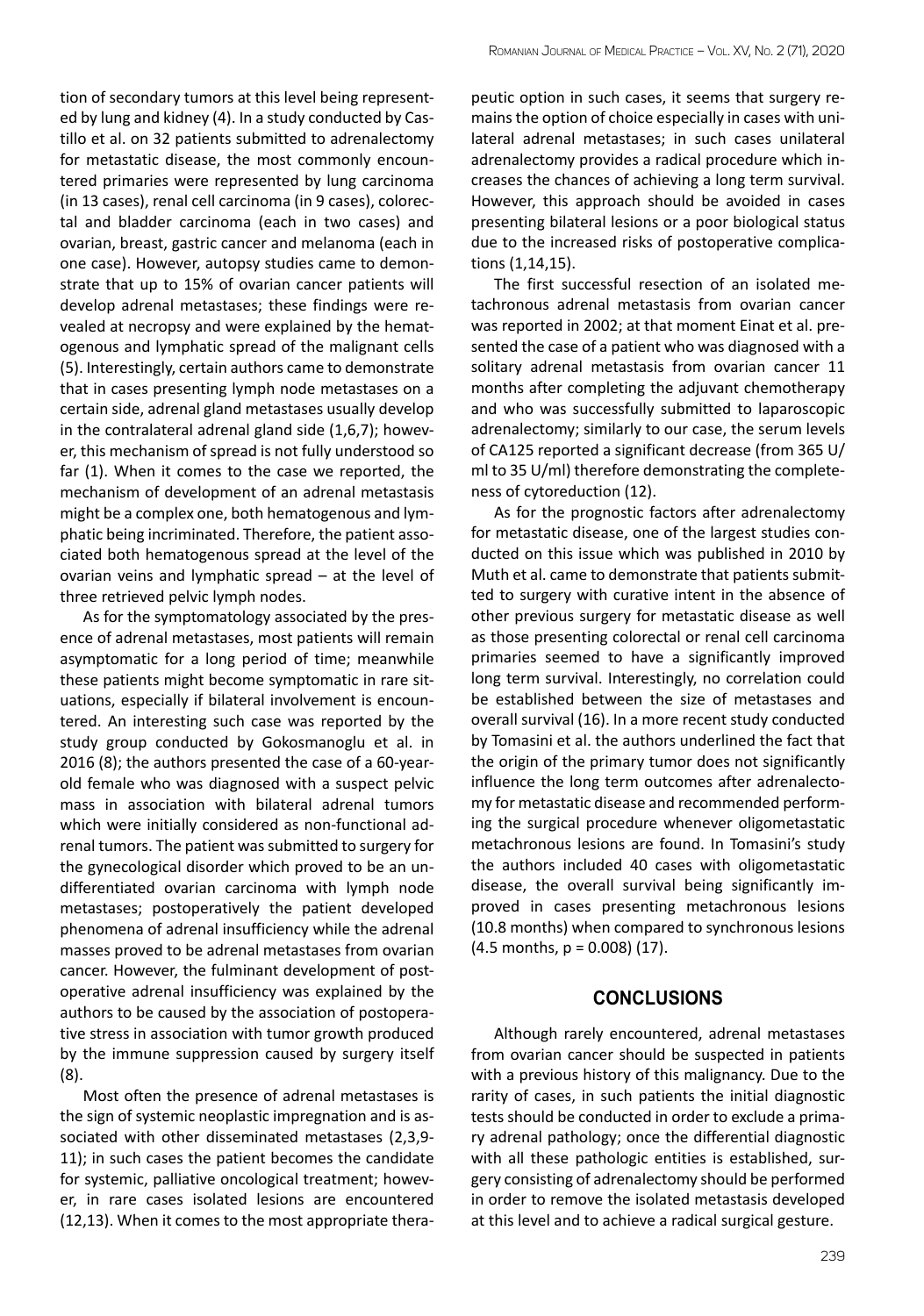tion of secondary tumors at this level being represented by lung and kidney (4). In a study conducted by Castillo et al. on 32 patients submitted to adrenalectomy for metastatic disease, the most commonly encountered primaries were represented by lung carcinoma (in 13 cases), renal cell carcinoma (in 9 cases), colorectal and bladder carcinoma (each in two cases) and ovarian, breast, gastric cancer and melanoma (each in one case). However, autopsy studies came to demonstrate that up to 15% of ovarian cancer patients will develop adrenal metastases; these findings were revealed at necropsy and were explained by the hematogenous and lymphatic spread of the malignant cells (5). Interestingly, certain authors came to demonstrate that in cases presenting lymph node metastases on a certain side, adrenal gland metastases usually develop in the contralateral adrenal gland side (1,6,7); however, this mechanism of spread is not fully understood so far (1). When it comes to the case we reported, the mechanism of development of an adrenal metastasis might be a complex one, both hematogenous and lymphatic being incriminated. Therefore, the patient associated both hematogenous spread at the level of the ovarian veins and lymphatic spread – at the level of three retrieved pelvic lymph nodes.

As for the symptomatology associated by the presence of adrenal metastases, most patients will remain asymptomatic for a long period of time; meanwhile these patients might become symptomatic in rare situations, especially if bilateral involvement is encountered. An interesting such case was reported by the study group conducted by Gokosmanoglu et al. in 2016 (8); the authors presented the case of a 60-year-old female who was diagnosed with a suspect pelvic mass in association with bilateral adrenal tumors which were initially considered as non-functional adrenal tumors. The patient was submitted to surgery for the gynecological disorder which proved to be an undifferentiated ovarian carcinoma with lymph node metastases; postoperatively the patient developed phenomena of adrenal insufficiency while the adrenal masses proved to be adrenal metastases from ovarian cancer. However, the fulminant development of postoperative adrenal insufficiency was explained by the authors to be caused by the association of postoperative stress in association with tumor growth produced by the immune suppression caused by surgery itself (8).

Most often the presence of adrenal metastases is the sign of systemic neoplastic impregnation and is associated with other disseminated metastases (2,3,9-11); in such cases the patient becomes the candidate for systemic, palliative oncological treatment; however, in rare cases isolated lesions are encountered (12,13). When it comes to the most appropriate therapeutic option in such cases, it seems that surgery remains the option of choice especially in cases with unilateral adrenal metastases; in such cases unilateral adrenalectomy provides a radical procedure which increases the chances of achieving a long term survival. However, this approach should be avoided in cases presenting bilateral lesions or a poor biological status due to the increased risks of postoperative complications (1,14,15).

The first successful resection of an isolated metachronous adrenal metastasis from ovarian cancer was reported in 2002; at that moment Einat et al. presented the case of a patient who was diagnosed with a solitary adrenal metastasis from ovarian cancer 11 months after completing the adjuvant chemotherapy and who was successfully submitted to laparoscopic adrenalectomy; similarly to our case, the serum levels of CA125 reported a significant decrease (from 365 U/ml to 35 U/ml) therefore demonstrating the completeness of cytoreduction (12).

As for the prognostic factors after adrenalectomy for metastatic disease, one of the largest studies conducted on this issue which was published in 2010 by Muth et al. came to demonstrate that patients submitted to surgery with curative intent in the absence of other previous surgery for metastatic disease as well as those presenting colorectal or renal cell carcinoma primaries seemed to have a significantly improved long term survival. Interestingly, no correlation could be established between the size of metastases and overall survival (16). In a more recent study conducted by Tomasini et al. the authors underlined the fact that the origin of the primary tumor does not significantly influence the long term outcomes after adrenalectomy for metastatic disease and recommended performing the surgical procedure whenever oligometastatic metachronous lesions are found. In Tomasini's study the authors included 40 cases with oligometastatic disease, the overall survival being significantly improved in cases presenting metachronous lesions (10.8 months) when compared to synchronous lesions (4.5 months, $p = 0.008$) (17).

## CONCLUSIONS

Although rarely encountered, adrenal metastases from ovarian cancer should be suspected in patients with a previous history of this malignancy. Due to the rarity of cases, in such patients the initial diagnostic tests should be conducted in order to exclude a primary adrenal pathology; once the differential diagnostic with all these pathologic entities is established, surgery consisting of adrenalectomy should be performed in order to remove the isolated metastasis developed at this level and to achieve a radical surgical gesture.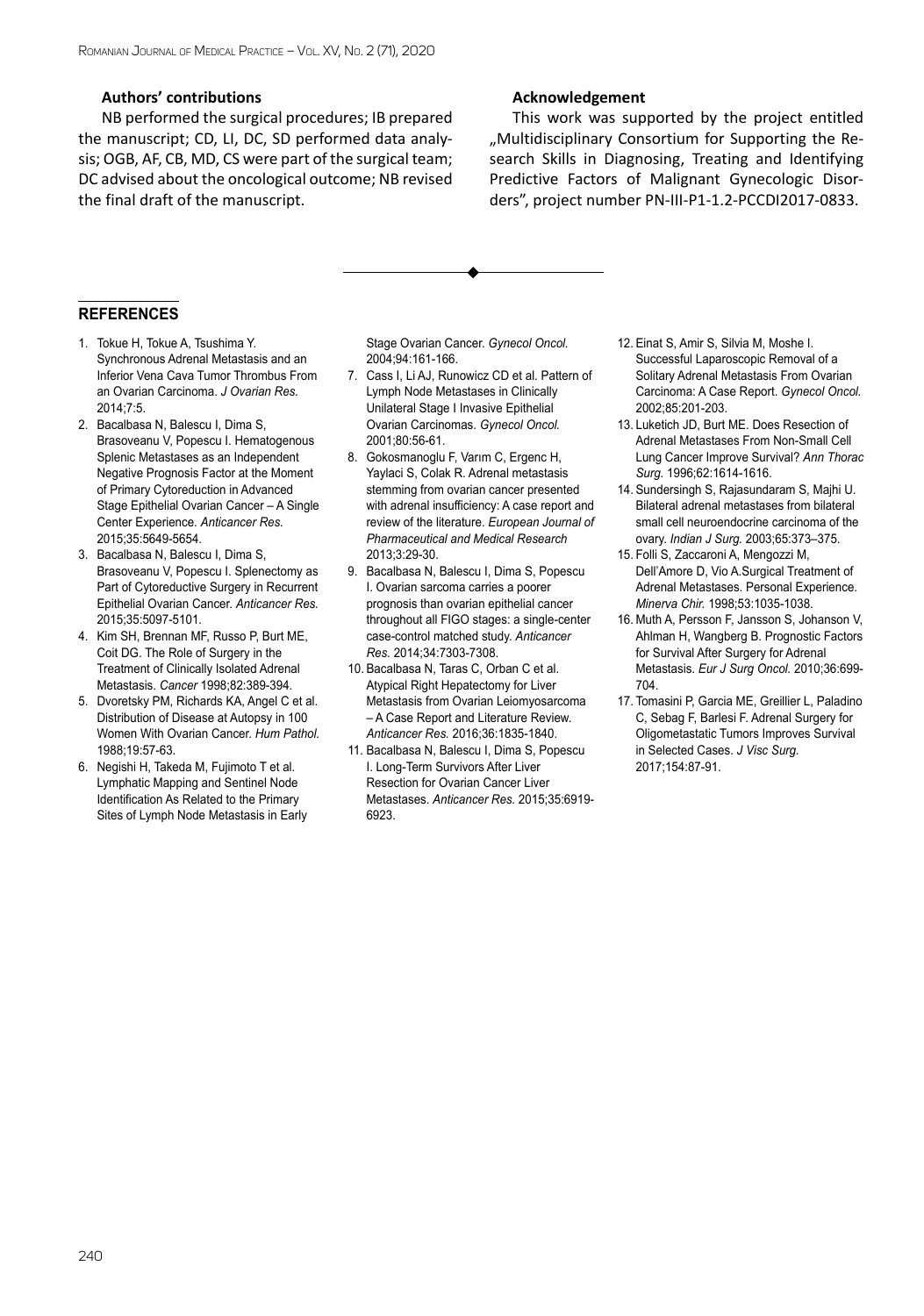### Authors' contributions

NB performed the surgical procedures; IB prepared the manuscript; CD, LI, DC, SD performed data analysis; OGB, AF, CB, MD, CS were part of the surgical team; DC advised about the oncological outcome; NB revised the final draft of the manuscript.

### Acknowledgement

This work was supported by the project entitled „Multidisciplinary Consortium for Supporting the Research Skills in Diagnosing, Treating and Identifying Predictive Factors of Malignant Gynecologic Disorders", project number PN-III-P1-1.2-PCCDI2017-0833.

## REFERENCES

1. Tokue H, Tokue A, Tsushima Y. Synchronous Adrenal Metastasis and an Inferior Vena Cava Tumor Thrombus From an Ovarian Carcinoma. *J Ovarian Res.* 2014;7:5.
2. Bacalbasa N, Balescu I, Dima S, Brasoveanu V, Popescu I. Hematogenous Splenic Metastases as an Independent Negative Prognosis Factor at the Moment of Primary Cytoreduction in Advanced Stage Epithelial Ovarian Cancer – A Single Center Experience. *Anticancer Res.* 2015;35:5649-5654.
3. Bacalbasa N, Balescu I, Dima S, Brasoveanu V, Popescu I. Splenectomy as Part of Cytoreductive Surgery in Recurrent Epithelial Ovarian Cancer. *Anticancer Res.* 2015;35:5097-5101.
4. Kim SH, Brennan MF, Russo P, Burt ME, Coit DG. The Role of Surgery in the Treatment of Clinically Isolated Adrenal Metastasis. *Cancer* 1998;82:389-394.
5. Dvoretsky PM, Richards KA, Angel C et al. Distribution of Disease at Autopsy in 100 Women With Ovarian Cancer. *Hum Pathol.* 1988;19:57-63.
6. Negishi H, Takeda M, Fujimoto T et al. Lymphatic Mapping and Sentinel Node Identification As Related to the Primary Sites of Lymph Node Metastasis in Early Stage Ovarian Cancer. *Gynecol Oncol.* 2004;94:161-166.
7. Cass I, Li AJ, Runowicz CD et al. Pattern of Lymph Node Metastases in Clinically Unilateral Stage I Invasive Epithelial Ovarian Carcinomas. *Gynecol Oncol.* 2001;80:56-61.
8. Gokosmanoglu F, Varım C, Ergenc H, Yaylaci S, Colak R. Adrenal metastasis stemming from ovarian cancer presented with adrenal insufficiency: A case report and review of the literature. *European Journal of Pharmaceutical and Medical Research* 2013;3:29-30.
9. Bacalbasa N, Balescu I, Dima S, Popescu I. Ovarian sarcoma carries a poorer prognosis than ovarian epithelial cancer throughout all FIGO stages: a single-center case-control matched study. *Anticancer Res.* 2014;34:7303-7308.
10. Bacalbasa N, Taras C, Orban C et al. Atypical Right Hepatectomy for Liver Metastasis from Ovarian Leiomyosarcoma – A Case Report and Literature Review. *Anticancer Res.* 2016;36:1835-1840.
11. Bacalbasa N, Balescu I, Dima S, Popescu I. Long-Term Survivors After Liver Resection for Ovarian Cancer Liver Metastases. *Anticancer Res.* 2015;35:6919-6923.
12. Einat S, Amir S, Silvia M, Moshe I. Successful Laparoscopic Removal of a Solitary Adrenal Metastasis From Ovarian Carcinoma: A Case Report. *Gynecol Oncol.* 2002;85:201-203.
13. Luketich JD, Burt ME. Does Resection of Adrenal Metastases From Non-Small Cell Lung Cancer Improve Survival? *Ann Thorac Surg.* 1996;62:1614-1616.
14. Sundersingh S, Rajasundaram S, Majhi U. Bilateral adrenal metastases from bilateral small cell neuroendocrine carcinoma of the ovary. *Indian J Surg.* 2003;65:373–375.
15. Folli S, Zaccaroni A, Mengozzi M, Dell'Amore D, Vio A.Surgical Treatment of Adrenal Metastases. Personal Experience. *Minerva Chir.* 1998;53:1035-1038.
16. Muth A, Persson F, Jansson S, Johanson V, Ahlman H, Wangberg B. Prognostic Factors for Survival After Surgery for Adrenal Metastasis. *Eur J Surg Oncol.* 2010;36:699-704.
17. Tomasini P, Garcia ME, Greillier L, Paladino C, Sebag F, Barlesi F. Adrenal Surgery for Oligometastatic Tumors Improves Survival in Selected Cases. *J Visc Surg.* 2017;154:87-91.